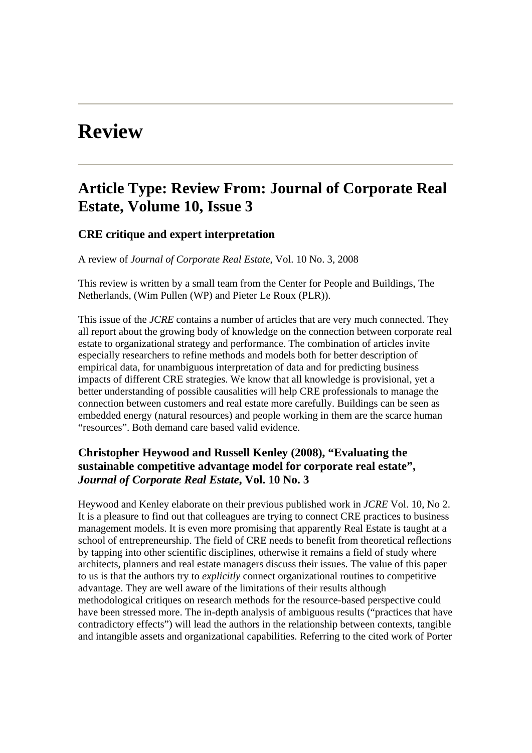# Review

## Article Type: Review From: Journal of Corporate Real Estate, Volume 10, Issue 3

### CRE critique and expert interpretation

A review of *Journal of Corporate Real Estate*, Vol. 10 No. 3, 2008

This review is written by a small team from the Center for People and Buildings, The Netherlands, (Wim Pullen (WP) and Pieter Le Roux (PLR)).

This issue of the *JCRE* contains a number of articles that are very much connected. They all report about the growing body of knowledge on the connection between corporate real estate to organizational strategy and performance. The combination of articles invite especially researchers to refine methods and models both for better description of empirical data, for unambiguous interpretation of data and for predicting business impacts of different CRE strategies. We know that all knowledge is provisional, yet a better understanding of possible causalities will help CRE professionals to manage the connection between customers and real estate more carefully. Buildings can be seen as embedded energy (natural resources) and people working in them are the scarce human "resources". Both demand care based valid evidence.

### Christopher Heywood and Russell Kenley (2008), "Evaluating the sustainable competitive advantage model for corporate real estate", *Journal of Corporate Real Estate*, Vol. 10 No. 3

Heywood and Kenley elaborate on their previous published work in *JCRE* Vol. 10, No 2. It is a pleasure to find out that colleagues are trying to connect CRE practices to business management models. It is even more promising that apparently Real Estate is taught at a school of entrepreneurship. The field of CRE needs to benefit from theoretical reflections by tapping into other scientific disciplines, otherwise it remains a field of study where architects, planners and real estate managers discuss their issues. The value of this paper to us is that the authors try to *explicitly* connect organizational routines to competitive advantage. They are well aware of the limitations of their results although methodological critiques on research methods for the resource-based perspective could have been stressed more. The in-depth analysis of ambiguous results ("practices that have contradictory effects") will lead the authors in the relationship between contexts, tangible and intangible assets and organizational capabilities. Referring to the cited work of Porter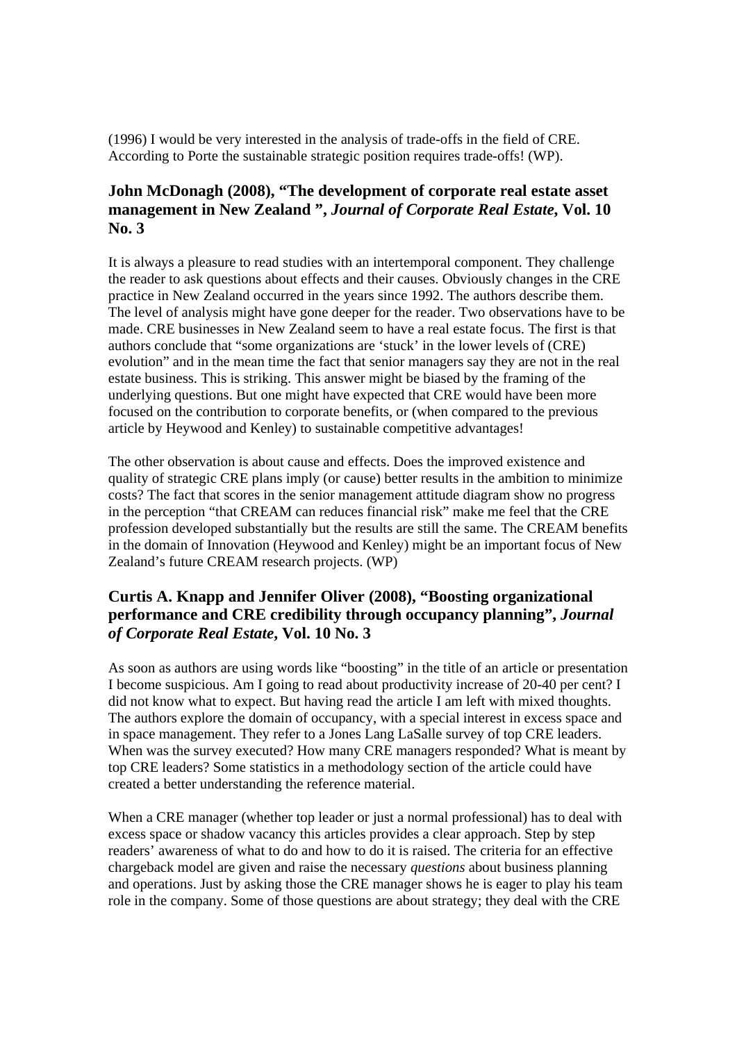(1996) I would be very interested in the analysis of trade-offs in the field of CRE. According to Porte the sustainable strategic position requires trade-offs! (WP).

### John McDonagh (2008), "The development of corporate real estate asset management in New Zealand ", *Journal of Corporate Real Estate*, Vol. 10 No. 3

It is always a pleasure to read studies with an intertemporal component. They challenge the reader to ask questions about effects and their causes. Obviously changes in the CRE practice in New Zealand occurred in the years since 1992. The authors describe them. The level of analysis might have gone deeper for the reader. Two observations have to be made. CRE businesses in New Zealand seem to have a real estate focus. The first is that authors conclude that "some organizations are 'stuck' in the lower levels of (CRE) evolution" and in the mean time the fact that senior managers say they are not in the real estate business. This is striking. This answer might be biased by the framing of the underlying questions. But one might have expected that CRE would have been more focused on the contribution to corporate benefits, or (when compared to the previous article by Heywood and Kenley) to sustainable competitive advantages!

The other observation is about cause and effects. Does the improved existence and quality of strategic CRE plans imply (or cause) better results in the ambition to minimize costs? The fact that scores in the senior management attitude diagram show no progress in the perception "that CREAM can reduces financial risk" make me feel that the CRE profession developed substantially but the results are still the same. The CREAM benefits in the domain of Innovation (Heywood and Kenley) might be an important focus of New Zealand's future CREAM research projects. (WP)

### Curtis A. Knapp and Jennifer Oliver (2008), "Boosting organizational performance and CRE credibility through occupancy planning", *Journal of Corporate Real Estate*, Vol. 10 No. 3

As soon as authors are using words like "boosting" in the title of an article or presentation I become suspicious. Am I going to read about productivity increase of 20-40 per cent? I did not know what to expect. But having read the article I am left with mixed thoughts. The authors explore the domain of occupancy, with a special interest in excess space and in space management. They refer to a Jones Lang LaSalle survey of top CRE leaders. When was the survey executed? How many CRE managers responded? What is meant by top CRE leaders? Some statistics in a methodology section of the article could have created a better understanding the reference material.

When a CRE manager (whether top leader or just a normal professional) has to deal with excess space or shadow vacancy this articles provides a clear approach. Step by step readers' awareness of what to do and how to do it is raised. The criteria for an effective chargeback model are given and raise the necessary *questions* about business planning and operations. Just by asking those the CRE manager shows he is eager to play his team role in the company. Some of those questions are about strategy; they deal with the CRE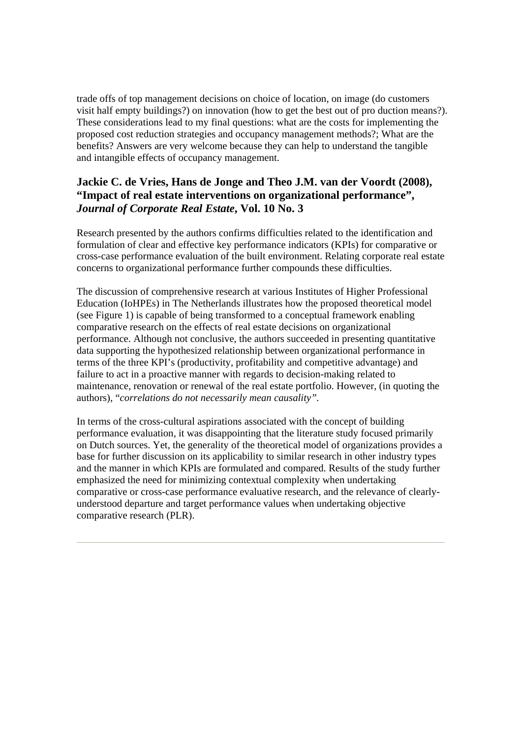trade offs of top management decisions on choice of location, on image (do customers visit half empty buildings?) on innovation (how to get the best out of pro duction means?). These considerations lead to my final questions: what are the costs for implementing the proposed cost reduction strategies and occupancy management methods?; What are the benefits? Answers are very welcome because they can help to understand the tangible and intangible effects of occupancy management.

### Jackie C. de Vries, Hans de Jonge and Theo J.M. van der Voordt (2008), "Impact of real estate interventions on organizational performance", *Journal of Corporate Real Estate*, Vol. 10 No. 3

Research presented by the authors confirms difficulties related to the identification and formulation of clear and effective key performance indicators (KPIs) for comparative or cross-case performance evaluation of the built environment. Relating corporate real estate concerns to organizational performance further compounds these difficulties.

The discussion of comprehensive research at various Institutes of Higher Professional Education (IoHPEs) in The Netherlands illustrates how the proposed theoretical model (see Figure 1) is capable of being transformed to a conceptual framework enabling comparative research on the effects of real estate decisions on organizational performance. Although not conclusive, the authors succeeded in presenting quantitative data supporting the hypothesized relationship between organizational performance in terms of the three KPI's (productivity, profitability and competitive advantage) and failure to act in a proactive manner with regards to decision-making related to maintenance, renovation or renewal of the real estate portfolio. However, (in quoting the authors), "*correlations do not necessarily mean causality"*.

In terms of the cross-cultural aspirations associated with the concept of building performance evaluation, it was disappointing that the literature study focused primarily on Dutch sources. Yet, the generality of the theoretical model of organizations provides a base for further discussion on its applicability to similar research in other industry types and the manner in which KPIs are formulated and compared. Results of the study further emphasized the need for minimizing contextual complexity when undertaking comparative or cross-case performance evaluative research, and the relevance of clearly-understood departure and target performance values when undertaking objective comparative research (PLR).